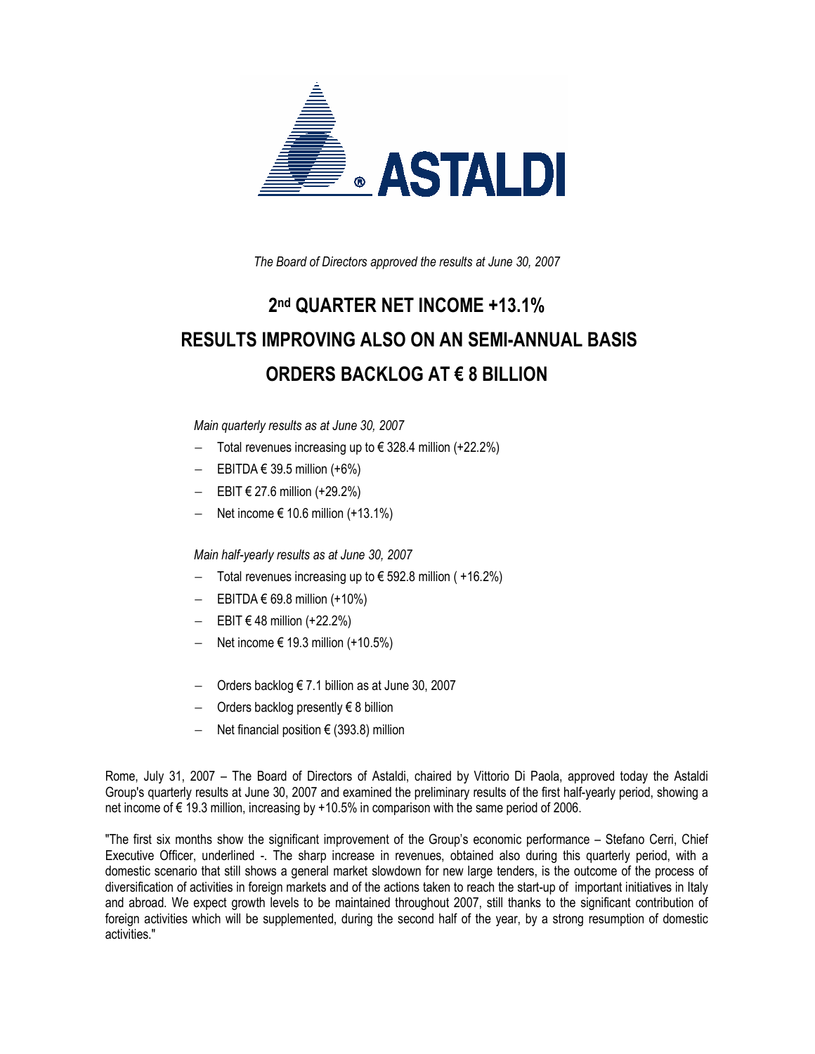*The Board of Directors approved the results at June 30, 2007*

# 2nd QUARTER NET INCOME +13.1%

# RESULTS IMPROVING ALSO ON AN SEMI-ANNUAL BASIS

# ORDERS BACKLOG AT € 8 BILLION

*Main quarterly results as at June 30, 2007*

- Total revenues increasing up to € 328.4 million (+22.2%)
- EBITDA € 39.5 million (+6%)
- EBIT € 27.6 million (+29.2%)
- Net income € 10.6 million (+13.1%)

*Main half-yearly results as at June 30, 2007*

- Total revenues increasing up to € 592.8 million ( +16.2%)
- EBITDA € 69.8 million (+10%)
- EBIT € 48 million (+22.2%)
- Net income € 19.3 million (+10.5%)

- Orders backlog € 7.1 billion as at June 30, 2007
- Orders backlog presently € 8 billion
- Net financial position € (393.8) million

Rome, July 31, 2007 – The Board of Directors of Astaldi, chaired by Vittorio Di Paola, approved today the Astaldi Group's quarterly results at June 30, 2007 and examined the preliminary results of the first half-yearly period, showing a net income of € 19.3 million, increasing by +10.5% in comparison with the same period of 2006.

"The first six months show the significant improvement of the Group's economic performance – Stefano Cerri, Chief Executive Officer, underlined -. The sharp increase in revenues, obtained also during this quarterly period, with a domestic scenario that still shows a general market slowdown for new large tenders, is the outcome of the process of diversification of activities in foreign markets and of the actions taken to reach the start-up of important initiatives in Italy and abroad. We expect growth levels to be maintained throughout 2007, still thanks to the significant contribution of foreign activities which will be supplemented, during the second half of the year, by a strong resumption of domestic activities."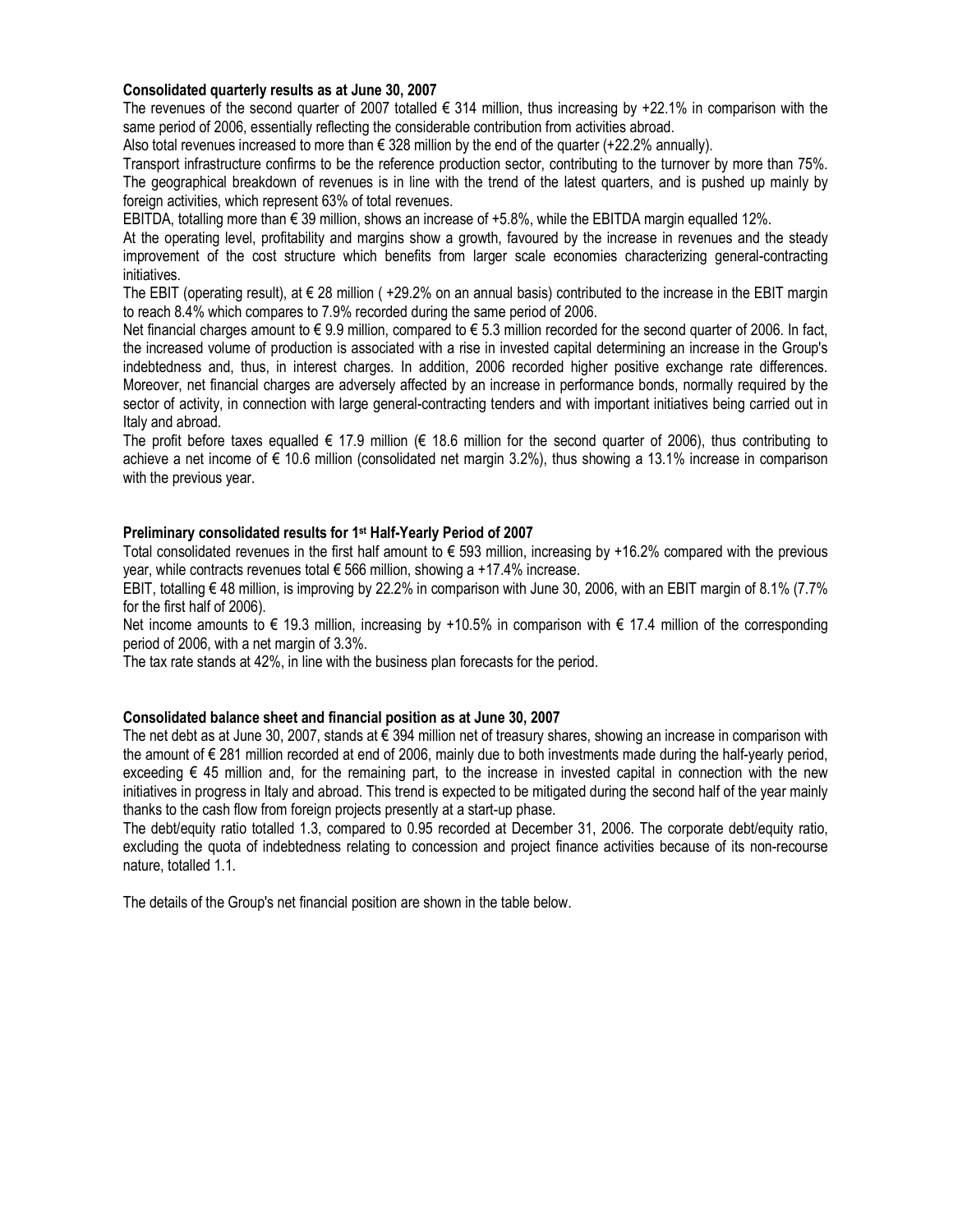**Consolidated quarterly results as at June 30, 2007**

The revenues of the second quarter of 2007 totalled € 314 million, thus increasing by +22.1% in comparison with the same period of 2006, essentially reflecting the considerable contribution from activities abroad.

Also total revenues increased to more than € 328 million by the end of the quarter (+22.2% annually).

Transport infrastructure confirms to be the reference production sector, contributing to the turnover by more than 75%.

The geographical breakdown of revenues is in line with the trend of the latest quarters, and is pushed up mainly by foreign activities, which represent 63% of total revenues.

EBITDA, totalling more than € 39 million, shows an increase of +5.8%, while the EBITDA margin equalled 12%.

At the operating level, profitability and margins show a growth, favoured by the increase in revenues and the steady improvement of the cost structure which benefits from larger scale economies characterizing general-contracting initiatives.

The EBIT (operating result), at € 28 million ( +29.2% on an annual basis) contributed to the increase in the EBIT margin to reach 8.4% which compares to 7.9% recorded during the same period of 2006.

Net financial charges amount to € 9.9 million, compared to € 5.3 million recorded for the second quarter of 2006. In fact, the increased volume of production is associated with a rise in invested capital determining an increase in the Group's indebtedness and, thus, in interest charges. In addition, 2006 recorded higher positive exchange rate differences. Moreover, net financial charges are adversely affected by an increase in performance bonds, normally required by the sector of activity, in connection with large general-contracting tenders and with important initiatives being carried out in Italy and abroad.

The profit before taxes equalled € 17.9 million (€ 18.6 million for the second quarter of 2006), thus contributing to achieve a net income of € 10.6 million (consolidated net margin 3.2%), thus showing a 13.1% increase in comparison with the previous year.

**Preliminary consolidated results for 1st Half-Yearly Period of 2007**

Total consolidated revenues in the first half amount to € 593 million, increasing by +16.2% compared with the previous year, while contracts revenues total € 566 million, showing a +17.4% increase.

EBIT, totalling € 48 million, is improving by 22.2% in comparison with June 30, 2006, with an EBIT margin of 8.1% (7.7% for the first half of 2006).

Net income amounts to € 19.3 million, increasing by +10.5% in comparison with € 17.4 million of the corresponding period of 2006, with a net margin of 3.3%.

The tax rate stands at 42%, in line with the business plan forecasts for the period.

**Consolidated balance sheet and financial position as at June 30, 2007**

The net debt as at June 30, 2007, stands at € 394 million net of treasury shares, showing an increase in comparison with the amount of € 281 million recorded at end of 2006, mainly due to both investments made during the half-yearly period, exceeding € 45 million and, for the remaining part, to the increase in invested capital in connection with the new initiatives in progress in Italy and abroad. This trend is expected to be mitigated during the second half of the year mainly thanks to the cash flow from foreign projects presently at a start-up phase.

The debt/equity ratio totalled 1.3, compared to 0.95 recorded at December 31, 2006. The corporate debt/equity ratio, excluding the quota of indebtedness relating to concession and project finance activities because of its non-recourse nature, totalled 1.1.

The details of the Group's net financial position are shown in the table below.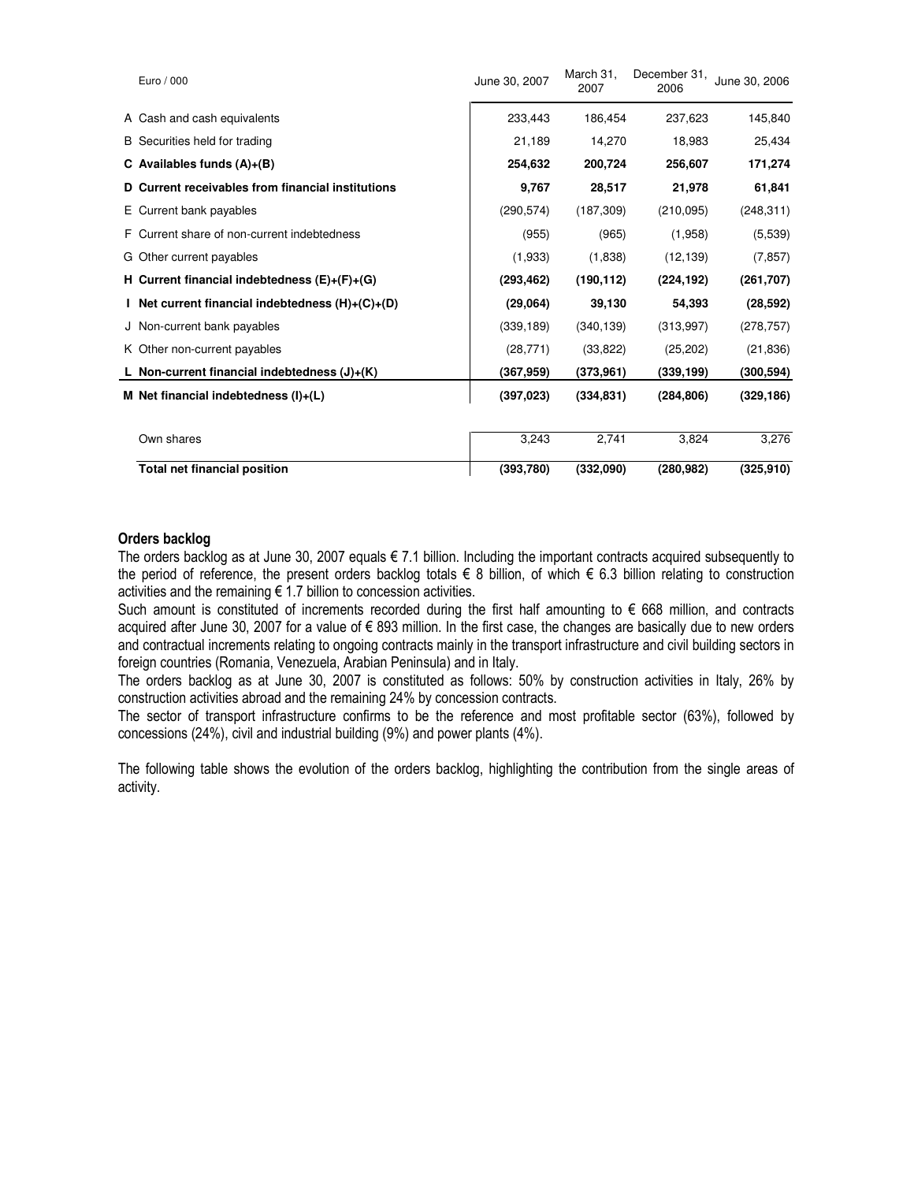| | Euro / 000 | June 30, 2007 | March 31, 2007 | December 31, 2006 | June 30, 2006 |
|---|---|---|---|---|---|
| A | Cash and cash equivalents | 233,443 | 186,454 | 237,623 | 145,840 |
| B | Securities held for trading | 21,189 | 14,270 | 18,983 | 25,434 |
| **C** | **Availables funds (A)+(B)** | **254,632** | **200,724** | **256,607** | **171,274** |
| **D** | **Current receivables from financial institutions** | **9,767** | **28,517** | **21,978** | **61,841** |
| E | Current bank payables | (290,574) | (187,309) | (210,095) | (248,311) |
| F | Current share of non-current indebtedness | (955) | (965) | (1,958) | (5,539) |
| G | Other current payables | (1,933) | (1,838) | (12,139) | (7,857) |
| **H** | **Current financial indebtedness (E)+(F)+(G)** | **(293,462)** | **(190,112)** | **(224,192)** | **(261,707)** |
| **I** | **Net current financial indebtedness (H)+(C)+(D)** | **(29,064)** | **39,130** | **54,393** | **(28,592)** |
| J | Non-current bank payables | (339,189) | (340,139) | (313,997) | (278,757) |
| K | Other non-current payables | (28,771) | (33,822) | (25,202) | (21,836) |
| **L** | **Non-current financial indebtedness (J)+(K)** | **(367,959)** | **(373,961)** | **(339,199)** | **(300,594)** |
| **M** | **Net financial indebtedness (I)+(L)** | **(397,023)** | **(334,831)** | **(284,806)** | **(329,186)** |
| | Own shares | 3,243 | 2,741 | 3,824 | 3,276 |
| | **Total net financial position** | **(393,780)** | **(332,090)** | **(280,982)** | **(325,910)** |

### Orders backlog

The orders backlog as at June 30, 2007 equals € 7.1 billion. Including the important contracts acquired subsequently to the period of reference, the present orders backlog totals € 8 billion, of which € 6.3 billion relating to construction activities and the remaining € 1.7 billion to concession activities.

Such amount is constituted of increments recorded during the first half amounting to € 668 million, and contracts acquired after June 30, 2007 for a value of € 893 million. In the first case, the changes are basically due to new orders and contractual increments relating to ongoing contracts mainly in the transport infrastructure and civil building sectors in foreign countries (Romania, Venezuela, Arabian Peninsula) and in Italy.

The orders backlog as at June 30, 2007 is constituted as follows: 50% by construction activities in Italy, 26% by construction activities abroad and the remaining 24% by concession contracts.

The sector of transport infrastructure confirms to be the reference and most profitable sector (63%), followed by concessions (24%), civil and industrial building (9%) and power plants (4%).

The following table shows the evolution of the orders backlog, highlighting the contribution from the single areas of activity.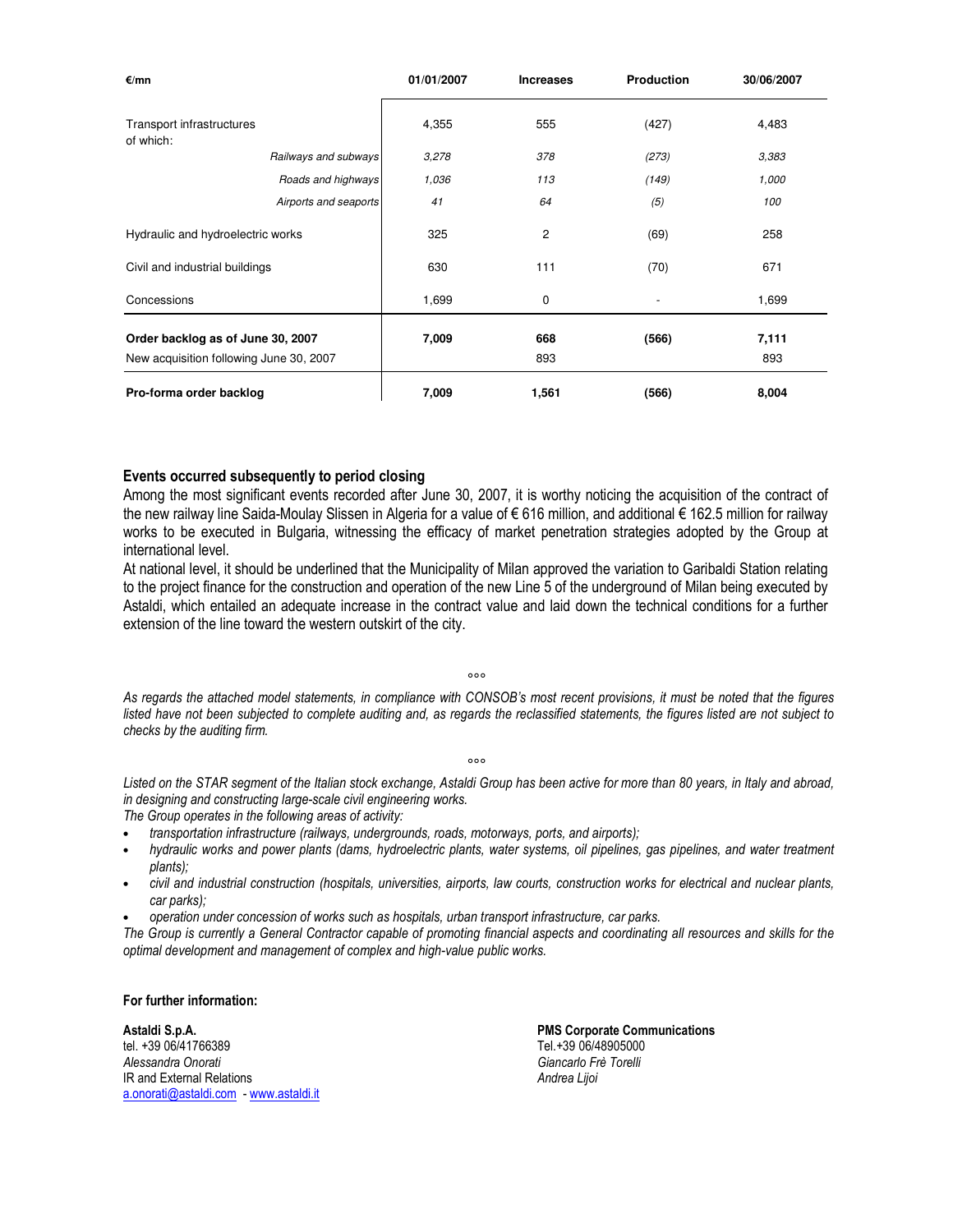| €/mn | 01/01/2007 | Increases | Production | 30/06/2007 |
|---|---|---|---|---|
| Transport infrastructures<br>of which: | 4,355 | 555 | (427) | 4,483 |
| *Railways and subways* | *3,278* | *378* | *(273)* | *3,383* |
| *Roads and highways* | *1,036* | *113* | *(149)* | *1,000* |
| *Airports and seaports* | *41* | *64* | *(5)* | *100* |
| Hydraulic and hydroelectric works | 325 | 2 | (69) | 258 |
| Civil and industrial buildings | 630 | 111 | (70) | 671 |
| Concessions | 1,699 | 0 | - | 1,699 |
| **Order backlog as of June 30, 2007** | **7,009** | **668** | **(566)** | **7,111** |
| New acquisition following June 30, 2007 | | 893 | | 893 |
| **Pro-forma order backlog** | **7,009** | **1,561** | **(566)** | **8,004** |

### Events occurred subsequently to period closing

Among the most significant events recorded after June 30, 2007, it is worthy noticing the acquisition of the contract of the new railway line Saida-Moulay Slissen in Algeria for a value of € 616 million, and additional € 162.5 million for railway works to be executed in Bulgaria, witnessing the efficacy of market penetration strategies adopted by the Group at international level.

At national level, it should be underlined that the Municipality of Milan approved the variation to Garibaldi Station relating to the project finance for the construction and operation of the new Line 5 of the underground of Milan being executed by Astaldi, which entailed an adequate increase in the contract value and laid down the technical conditions for a further extension of the line toward the western outskirt of the city.

°°°

*As regards the attached model statements, in compliance with CONSOB's most recent provisions, it must be noted that the figures listed have not been subjected to complete auditing and, as regards the reclassified statements, the figures listed are not subject to checks by the auditing firm.*

°°°

*Listed on the STAR segment of the Italian stock exchange, Astaldi Group has been active for more than 80 years, in Italy and abroad, in designing and constructing large-scale civil engineering works.*

*The Group operates in the following areas of activity:*

- *transportation infrastructure (railways, undergrounds, roads, motorways, ports, and airports);*
- *hydraulic works and power plants (dams, hydroelectric plants, water systems, oil pipelines, gas pipelines, and water treatment plants);*
- *civil and industrial construction (hospitals, universities, airports, law courts, construction works for electrical and nuclear plants, car parks);*
- *operation under concession of works such as hospitals, urban transport infrastructure, car parks.*

*The Group is currently a General Contractor capable of promoting financial aspects and coordinating all resources and skills for the optimal development and management of complex and high-value public works.*

**For further information:**

**Astaldi S.p.A.**
tel. +39 06/41766389
*Alessandra Onorati*
IR and External Relations
a.onorati@astaldi.com - www.astaldi.it

**PMS Corporate Communications**
Tel.+39 06/48905000
*Giancarlo Frè Torelli*
*Andrea Lijoi*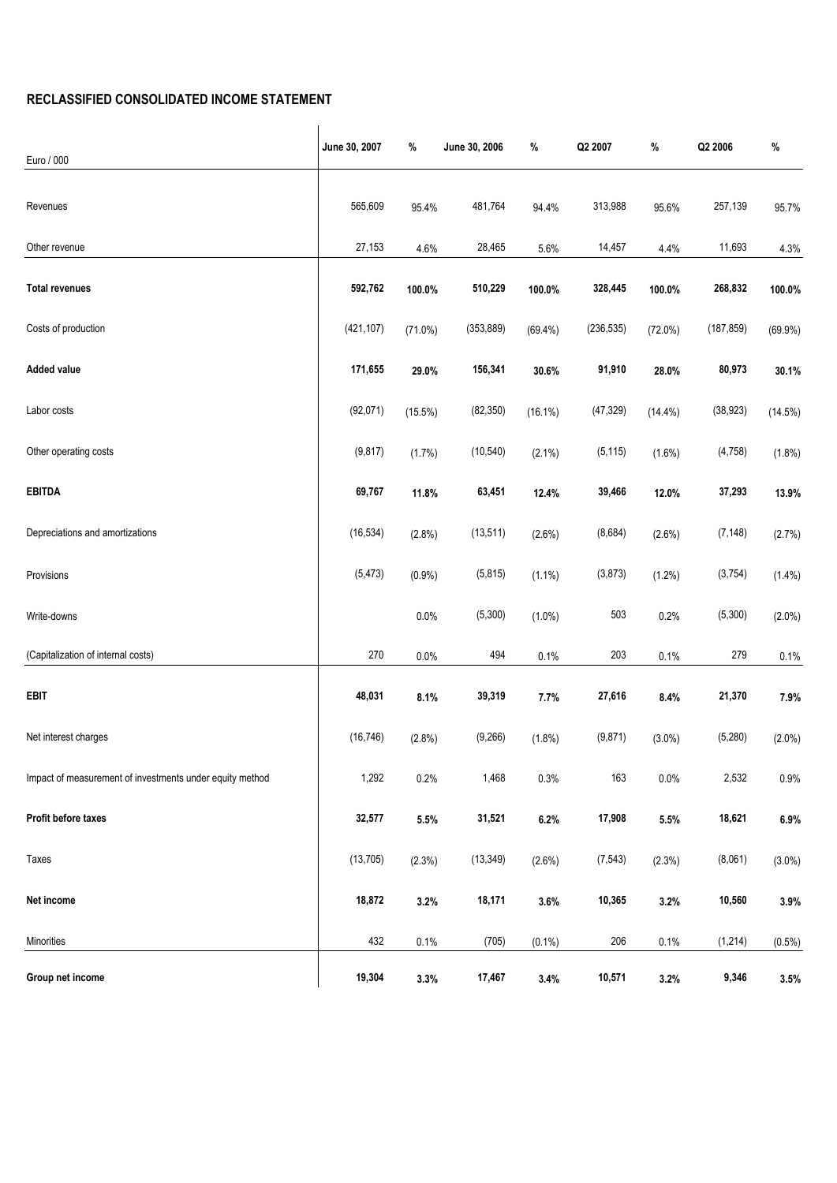## RECLASSIFIED CONSOLIDATED INCOME STATEMENT

| Euro / 000 | June 30, 2007 | % | June 30, 2006 | % | Q2 2007 | % | Q2 2006 | % |
|---|---|---|---|---|---|---|---|---|
| Revenues | 565,609 | 95.4% | 481,764 | 94.4% | 313,988 | 95.6% | 257,139 | 95.7% |
| Other revenue | 27,153 | 4.6% | 28,465 | 5.6% | 14,457 | 4.4% | 11,693 | 4.3% |
| **Total revenues** | **592,762** | **100.0%** | **510,229** | **100.0%** | **328,445** | **100.0%** | **268,832** | **100.0%** |
| Costs of production | (421,107) | (71.0%) | (353,889) | (69.4%) | (236,535) | (72.0%) | (187,859) | (69.9%) |
| **Added value** | **171,655** | **29.0%** | **156,341** | **30.6%** | **91,910** | **28.0%** | **80,973** | **30.1%** |
| Labor costs | (92,071) | (15.5%) | (82,350) | (16.1%) | (47,329) | (14.4%) | (38,923) | (14.5%) |
| Other operating costs | (9,817) | (1.7%) | (10,540) | (2.1%) | (5,115) | (1.6%) | (4,758) | (1.8%) |
| **EBITDA** | **69,767** | **11.8%** | **63,451** | **12.4%** | **39,466** | **12.0%** | **37,293** | **13.9%** |
| Depreciations and amortizations | (16,534) | (2.8%) | (13,511) | (2.6%) | (8,684) | (2.6%) | (7,148) | (2.7%) |
| Provisions | (5,473) | (0.9%) | (5,815) | (1.1%) | (3,873) | (1.2%) | (3,754) | (1.4%) |
| Write-downs | | 0.0% | (5,300) | (1.0%) | 503 | 0.2% | (5,300) | (2.0%) |
| (Capitalization of internal costs) | 270 | 0.0% | 494 | 0.1% | 203 | 0.1% | 279 | 0.1% |
| **EBIT** | **48,031** | **8.1%** | **39,319** | **7.7%** | **27,616** | **8.4%** | **21,370** | **7.9%** |
| Net interest charges | (16,746) | (2.8%) | (9,266) | (1.8%) | (9,871) | (3.0%) | (5,280) | (2.0%) |
| Impact of measurement of investments under equity method | 1,292 | 0.2% | 1,468 | 0.3% | 163 | 0.0% | 2,532 | 0.9% |
| **Profit before taxes** | **32,577** | **5.5%** | **31,521** | **6.2%** | **17,908** | **5.5%** | **18,621** | **6.9%** |
| Taxes | (13,705) | (2.3%) | (13,349) | (2.6%) | (7,543) | (2.3%) | (8,061) | (3.0%) |
| **Net income** | **18,872** | **3.2%** | **18,171** | **3.6%** | **10,365** | **3.2%** | **10,560** | **3.9%** |
| Minorities | 432 | 0.1% | (705) | (0.1%) | 206 | 0.1% | (1,214) | (0.5%) |
| **Group net income** | **19,304** | **3.3%** | **17,467** | **3.4%** | **10,571** | **3.2%** | **9,346** | **3.5%** |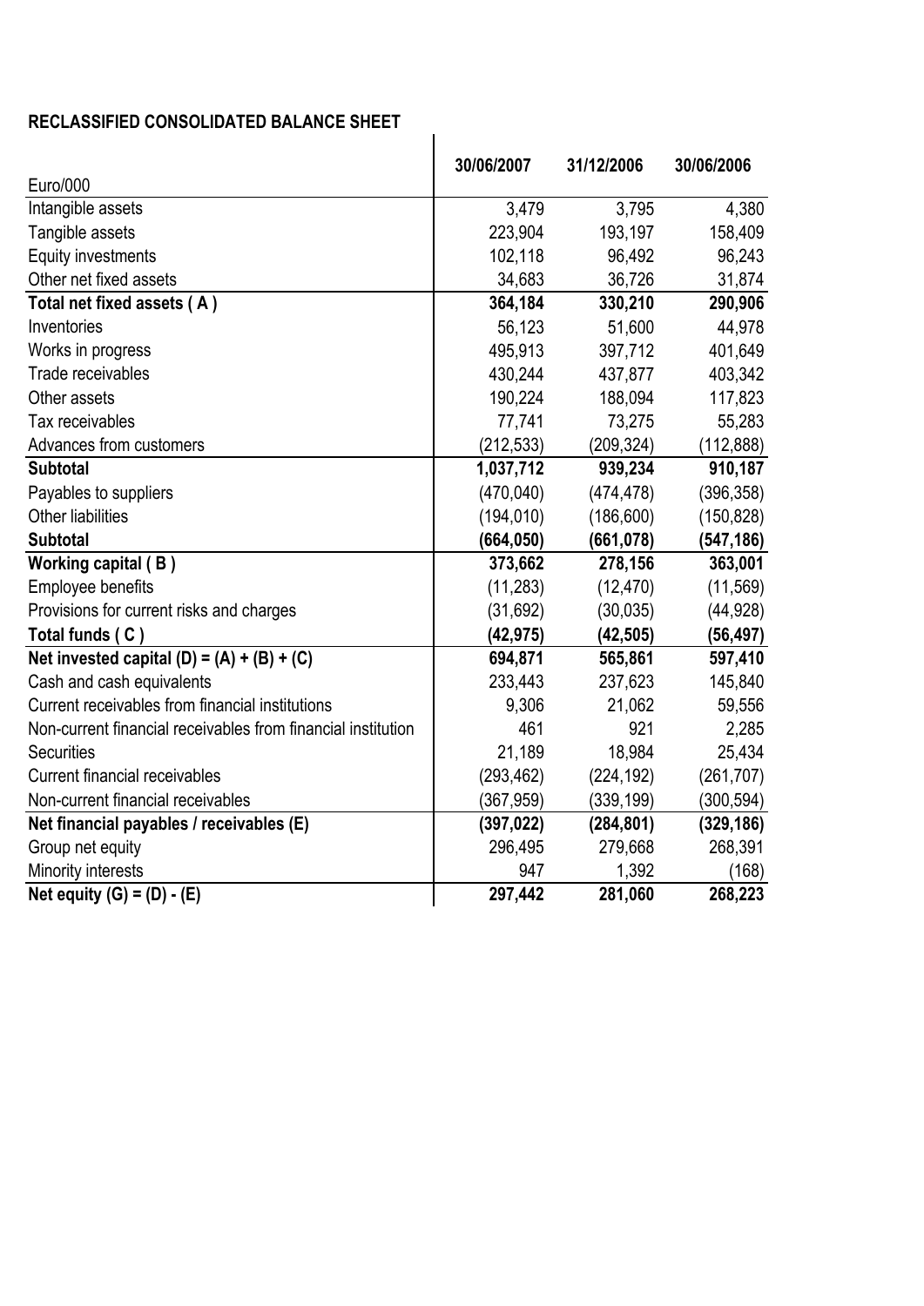**RECLASSIFIED CONSOLIDATED BALANCE SHEET**

| Euro/000 | 30/06/2007 | 31/12/2006 | 30/06/2006 |
|---|---|---|---|
| Intangible assets | 3,479 | 3,795 | 4,380 |
| Tangible assets | 223,904 | 193,197 | 158,409 |
| Equity investments | 102,118 | 96,492 | 96,243 |
| Other net fixed assets | 34,683 | 36,726 | 31,874 |
| **Total net fixed assets ( A )** | **364,184** | **330,210** | **290,906** |
| Inventories | 56,123 | 51,600 | 44,978 |
| Works in progress | 495,913 | 397,712 | 401,649 |
| Trade receivables | 430,244 | 437,877 | 403,342 |
| Other assets | 190,224 | 188,094 | 117,823 |
| Tax receivables | 77,741 | 73,275 | 55,283 |
| Advances from customers | (212,533) | (209,324) | (112,888) |
| **Subtotal** | **1,037,712** | **939,234** | **910,187** |
| Payables to suppliers | (470,040) | (474,478) | (396,358) |
| Other liabilities | (194,010) | (186,600) | (150,828) |
| **Subtotal** | **(664,050)** | **(661,078)** | **(547,186)** |
| **Working capital ( B )** | **373,662** | **278,156** | **363,001** |
| Employee benefits | (11,283) | (12,470) | (11,569) |
| Provisions for current risks and charges | (31,692) | (30,035) | (44,928) |
| **Total funds ( C )** | **(42,975)** | **(42,505)** | **(56,497)** |
| **Net invested capital (D) = (A) + (B) + (C)** | **694,871** | **565,861** | **597,410** |
| Cash and cash equivalents | 233,443 | 237,623 | 145,840 |
| Current receivables from financial institutions | 9,306 | 21,062 | 59,556 |
| Non-current financial receivables from financial institution | 461 | 921 | 2,285 |
| Securities | 21,189 | 18,984 | 25,434 |
| Current financial receivables | (293,462) | (224,192) | (261,707) |
| Non-current financial receivables | (367,959) | (339,199) | (300,594) |
| **Net financial payables / receivables (E)** | **(397,022)** | **(284,801)** | **(329,186)** |
| Group net equity | 296,495 | 279,668 | 268,391 |
| Minority interests | 947 | 1,392 | (168) |
| **Net equity (G) = (D) - (E)** | **297,442** | **281,060** | **268,223** |